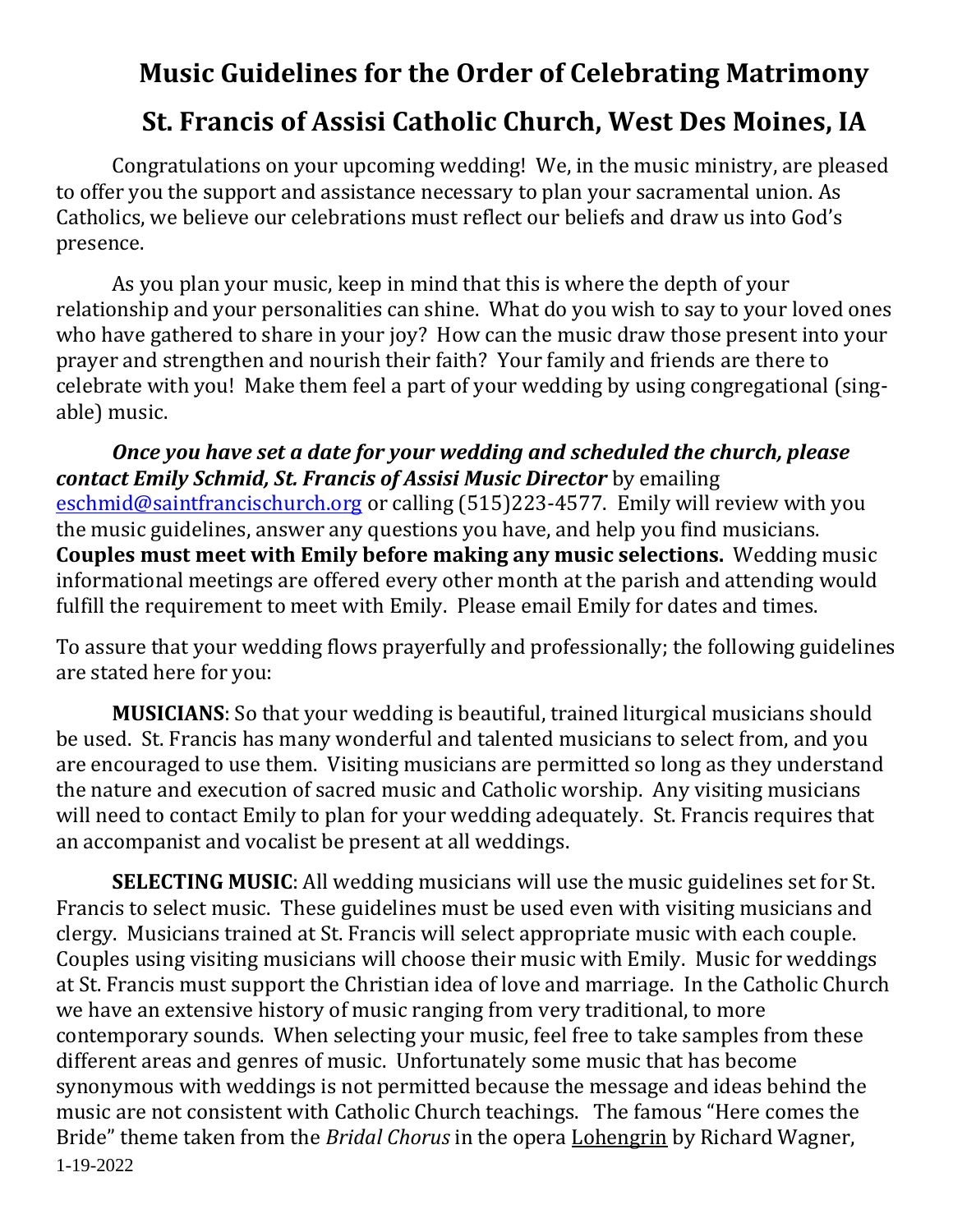# Music Guidelines for the Order of Celebrating Matrimony

# St. Francis of Assisi Catholic Church, West Des Moines, IA

Congratulations on your upcoming wedding! We, in the music ministry, are pleased to offer you the support and assistance necessary to plan your sacramental union. As Catholics, we believe our celebrations must reflect our beliefs and draw us into God's presence.

As you plan your music, keep in mind that this is where the depth of your relationship and your personalities can shine. What do you wish to say to your loved ones who have gathered to share in your joy? How can the music draw those present into your prayer and strengthen and nourish their faith? Your family and friends are there to celebrate with you! Make them feel a part of your wedding by using congregational (sing-able) music.

***Once you have set a date for your wedding and scheduled the church, please contact Emily Schmid, St. Francis of Assisi Music Director*** by emailing eschmid@saintfrancischurch.org or calling (515)223-4577. Emily will review with you the music guidelines, answer any questions you have, and help you find musicians. **Couples must meet with Emily before making any music selections.** Wedding music informational meetings are offered every other month at the parish and attending would fulfill the requirement to meet with Emily. Please email Emily for dates and times.

To assure that your wedding flows prayerfully and professionally; the following guidelines are stated here for you:

**MUSICIANS**: So that your wedding is beautiful, trained liturgical musicians should be used. St. Francis has many wonderful and talented musicians to select from, and you are encouraged to use them. Visiting musicians are permitted so long as they understand the nature and execution of sacred music and Catholic worship. Any visiting musicians will need to contact Emily to plan for your wedding adequately. St. Francis requires that an accompanist and vocalist be present at all weddings.

**SELECTING MUSIC**: All wedding musicians will use the music guidelines set for St. Francis to select music. These guidelines must be used even with visiting musicians and clergy. Musicians trained at St. Francis will select appropriate music with each couple. Couples using visiting musicians will choose their music with Emily. Music for weddings at St. Francis must support the Christian idea of love and marriage. In the Catholic Church we have an extensive history of music ranging from very traditional, to more contemporary sounds. When selecting your music, feel free to take samples from these different areas and genres of music. Unfortunately some music that has become synonymous with weddings is not permitted because the message and ideas behind the music are not consistent with Catholic Church teachings. The famous "Here comes the Bride" theme taken from the *Bridal Chorus* in the opera Lohengrin by Richard Wagner,

1-19-2022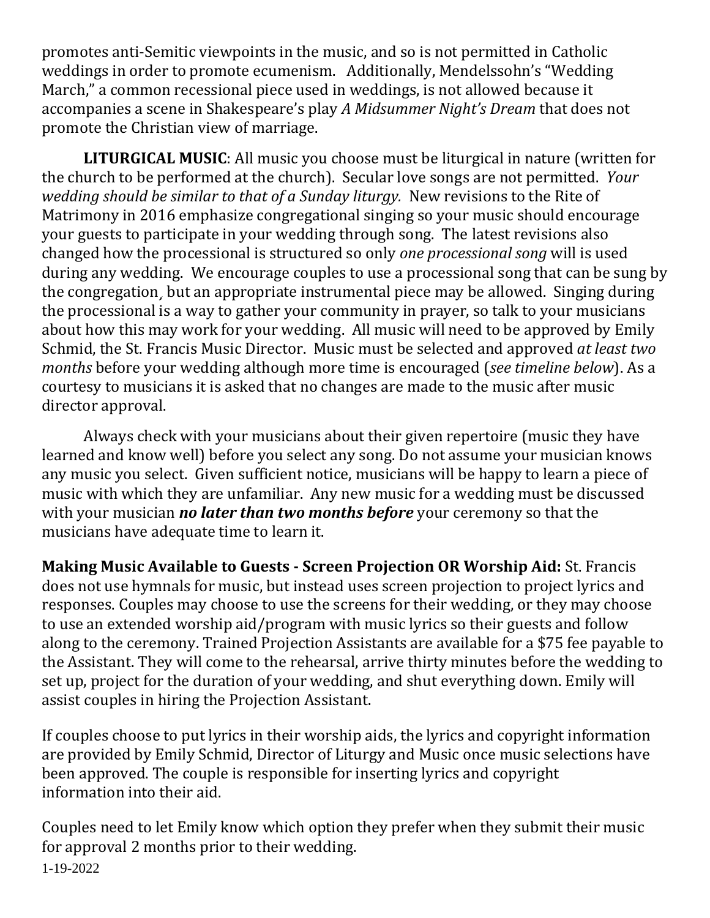promotes anti-Semitic viewpoints in the music, and so is not permitted in Catholic weddings in order to promote ecumenism. Additionally, Mendelssohn's "Wedding March," a common recessional piece used in weddings, is not allowed because it accompanies a scene in Shakespeare's play *A Midsummer Night's Dream* that does not promote the Christian view of marriage.

**LITURGICAL MUSIC**: All music you choose must be liturgical in nature (written for the church to be performed at the church). Secular love songs are not permitted. *Your wedding should be similar to that of a Sunday liturgy.* New revisions to the Rite of Matrimony in 2016 emphasize congregational singing so your music should encourage your guests to participate in your wedding through song. The latest revisions also changed how the processional is structured so only *one processional song* will is used during any wedding. We encourage couples to use a processional song that can be sung by the congregation, but an appropriate instrumental piece may be allowed. Singing during the processional is a way to gather your community in prayer, so talk to your musicians about how this may work for your wedding. All music will need to be approved by Emily Schmid, the St. Francis Music Director. Music must be selected and approved *at least two months* before your wedding although more time is encouraged (*see timeline below*). As a courtesy to musicians it is asked that no changes are made to the music after music director approval.

Always check with your musicians about their given repertoire (music they have learned and know well) before you select any song. Do not assume your musician knows any music you select. Given sufficient notice, musicians will be happy to learn a piece of music with which they are unfamiliar. Any new music for a wedding must be discussed with your musician ***no later than two months before*** your ceremony so that the musicians have adequate time to learn it.

**Making Music Available to Guests - Screen Projection OR Worship Aid:** St. Francis does not use hymnals for music, but instead uses screen projection to project lyrics and responses. Couples may choose to use the screens for their wedding, or they may choose to use an extended worship aid/program with music lyrics so their guests and follow along to the ceremony. Trained Projection Assistants are available for a $75 fee payable to the Assistant. They will come to the rehearsal, arrive thirty minutes before the wedding to set up, project for the duration of your wedding, and shut everything down. Emily will assist couples in hiring the Projection Assistant.

If couples choose to put lyrics in their worship aids, the lyrics and copyright information are provided by Emily Schmid, Director of Liturgy and Music once music selections have been approved. The couple is responsible for inserting lyrics and copyright information into their aid.

Couples need to let Emily know which option they prefer when they submit their music for approval 2 months prior to their wedding.

1-19-2022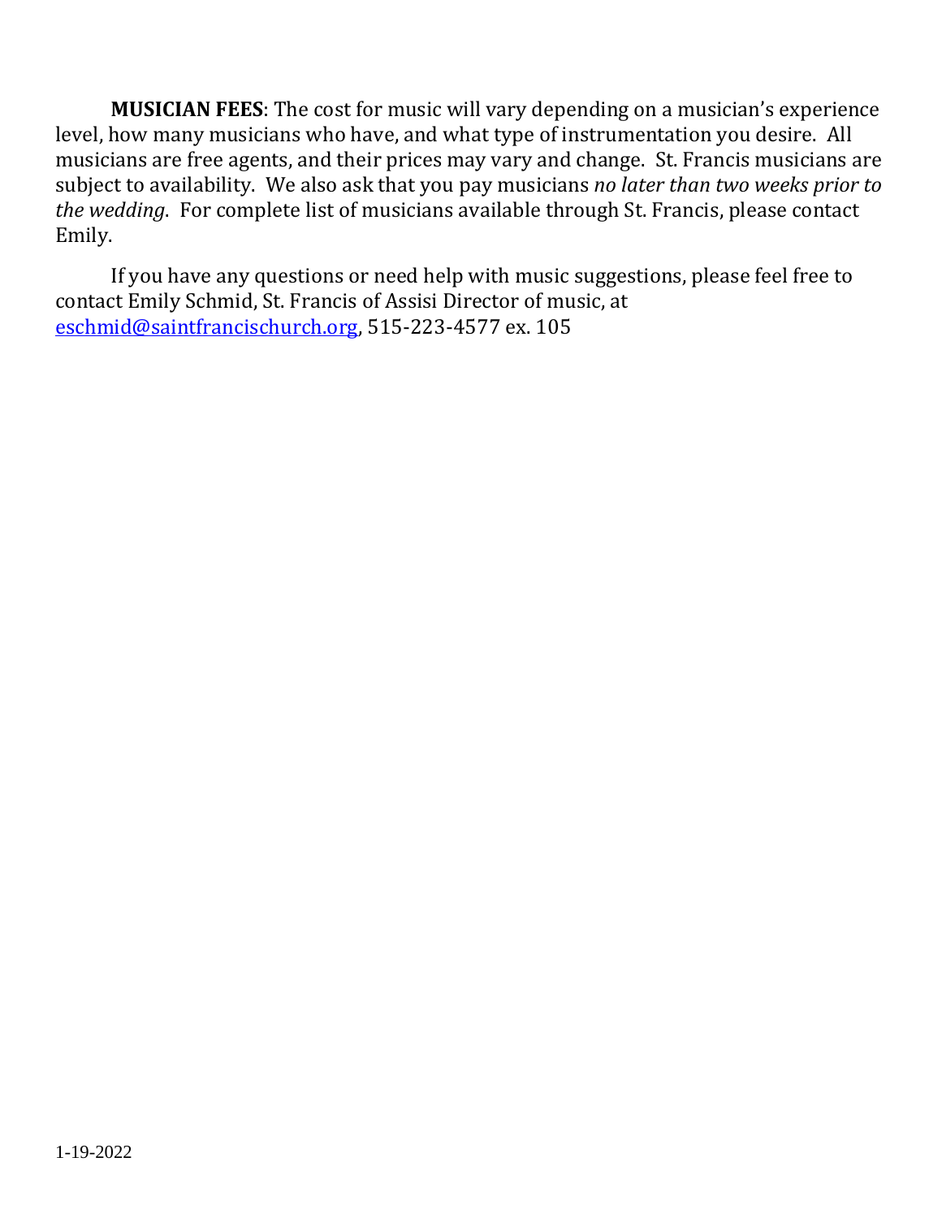**MUSICIAN FEES**: The cost for music will vary depending on a musician's experience level, how many musicians who have, and what type of instrumentation you desire. All musicians are free agents, and their prices may vary and change. St. Francis musicians are subject to availability. We also ask that you pay musicians *no later than two weeks prior to the wedding*. For complete list of musicians available through St. Francis, please contact Emily.

If you have any questions or need help with music suggestions, please feel free to contact Emily Schmid, St. Francis of Assisi Director of music, at eschmid@saintfrancischurch.org, 515-223-4577 ex. 105

1-19-2022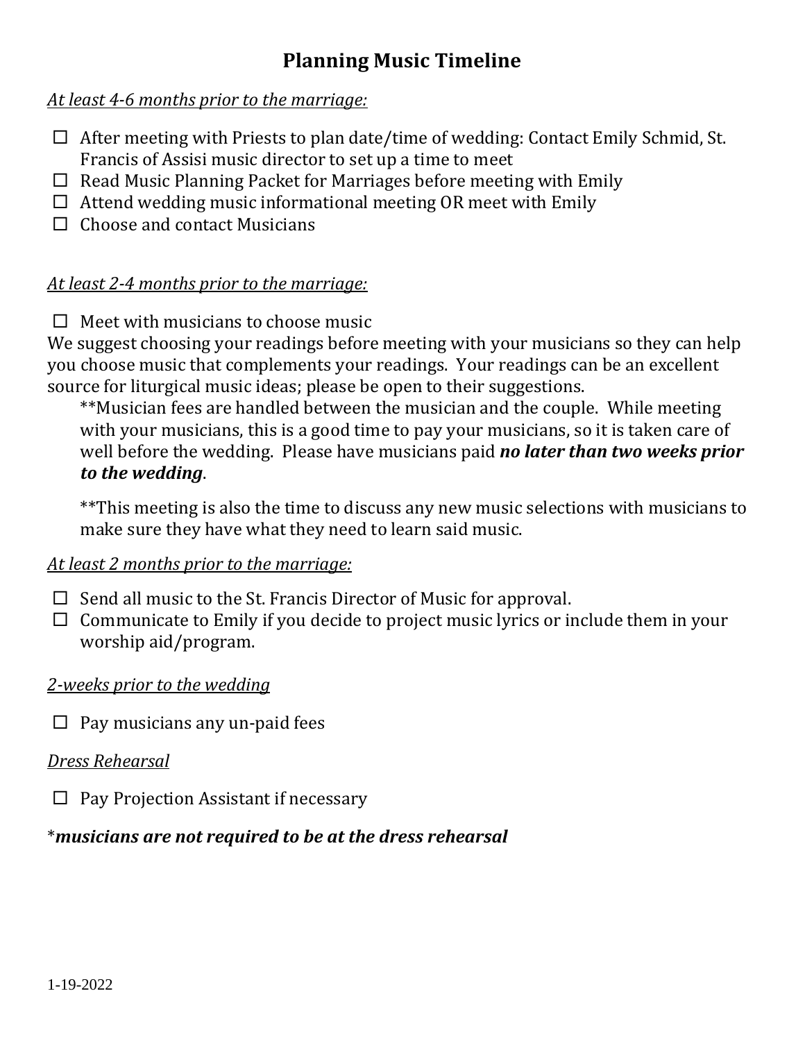# Planning Music Timeline

*At least 4-6 months prior to the marriage:*

- ☐ After meeting with Priests to plan date/time of wedding: Contact Emily Schmid, St. Francis of Assisi music director to set up a time to meet
- ☐ Read Music Planning Packet for Marriages before meeting with Emily
- ☐ Attend wedding music informational meeting OR meet with Emily
- ☐ Choose and contact Musicians

*At least 2-4 months prior to the marriage:*

- ☐ Meet with musicians to choose music

We suggest choosing your readings before meeting with your musicians so they can help you choose music that complements your readings. Your readings can be an excellent source for liturgical music ideas; please be open to their suggestions.

> **Musician fees are handled between the musician and the couple. While meeting with your musicians, this is a good time to pay your musicians, so it is taken care of well before the wedding. Please have musicians paid ***no later than two weeks prior to the wedding***.
>
> **This meeting is also the time to discuss any new music selections with musicians to make sure they have what they need to learn said music.

*At least 2 months prior to the marriage:*

- ☐ Send all music to the St. Francis Director of Music for approval.
- ☐ Communicate to Emily if you decide to project music lyrics or include them in your worship aid/program.

*2-weeks prior to the wedding*

- ☐ Pay musicians any un-paid fees

*Dress Rehearsal*

- ☐ Pay Projection Assistant if necessary

\****musicians are not required to be at the dress rehearsal***

1-19-2022